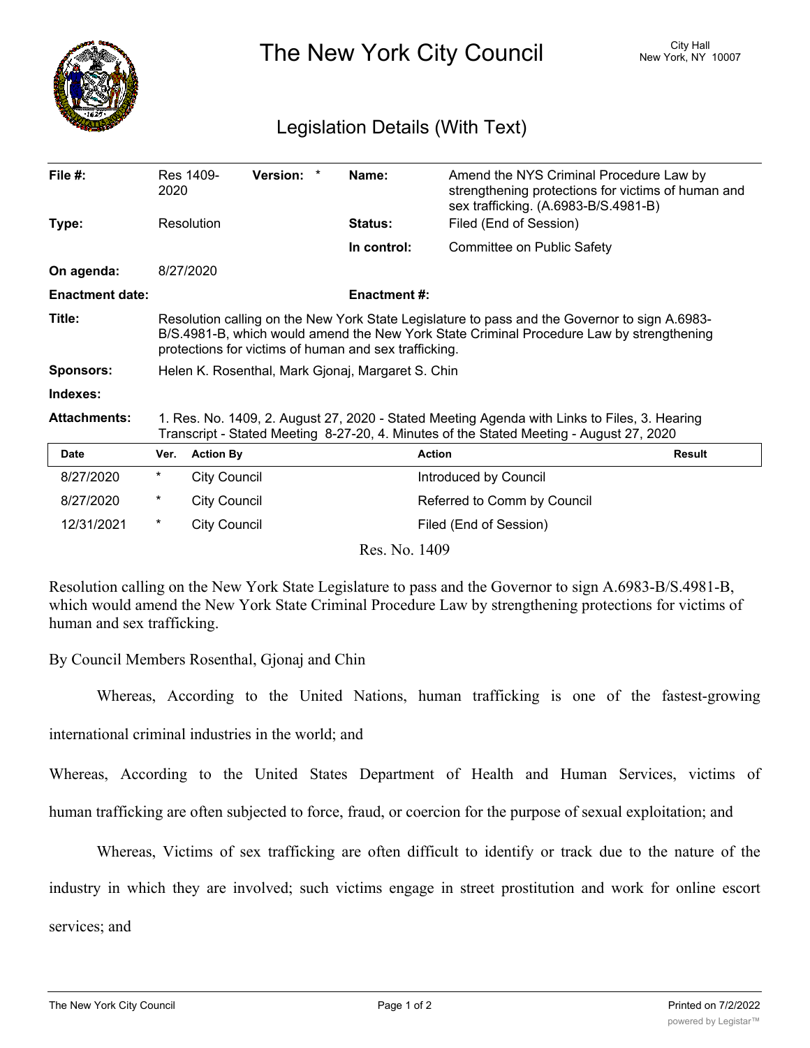# The New York City Council

City Hall
New York, NY 10007

## Legislation Details (With Text)

| | | | |
|---|---|---|---|
| **File #:** | Res 1409-2020 **Version:** * | **Name:** | Amend the NYS Criminal Procedure Law by strengthening protections for victims of human and sex trafficking. (A.6983-B/S.4981-B) |
| **Type:** | Resolution | **Status:** | Filed (End of Session) |
| | | **In control:** | Committee on Public Safety |
| **On agenda:** | 8/27/2020 | | |
| **Enactment date:** | | **Enactment #:** | |

**Title:** Resolution calling on the New York State Legislature to pass and the Governor to sign A.6983-B/S.4981-B, which would amend the New York State Criminal Procedure Law by strengthening protections for victims of human and sex trafficking.

**Sponsors:** Helen K. Rosenthal, Mark Gjonaj, Margaret S. Chin

**Indexes:**

**Attachments:** 1. Res. No. 1409, 2. August 27, 2020 - Stated Meeting Agenda with Links to Files, 3. Hearing Transcript - Stated Meeting 8-27-20, 4. Minutes of the Stated Meeting - August 27, 2020

| Date | Ver. | Action By | Action | Result |
|---|---|---|---|---|
| 8/27/2020 | * | City Council | Introduced by Council | |
| 8/27/2020 | * | City Council | Referred to Comm by Council | |
| 12/31/2021 | * | City Council | Filed (End of Session) | |

Res. No. 1409

Resolution calling on the New York State Legislature to pass and the Governor to sign A.6983-B/S.4981-B, which would amend the New York State Criminal Procedure Law by strengthening protections for victims of human and sex trafficking.

By Council Members Rosenthal, Gjonaj and Chin

Whereas, According to the United Nations, human trafficking is one of the fastest-growing international criminal industries in the world; and

Whereas, According to the United States Department of Health and Human Services, victims of human trafficking are often subjected to force, fraud, or coercion for the purpose of sexual exploitation; and

Whereas, Victims of sex trafficking are often difficult to identify or track due to the nature of the industry in which they are involved; such victims engage in street prostitution and work for online escort services; and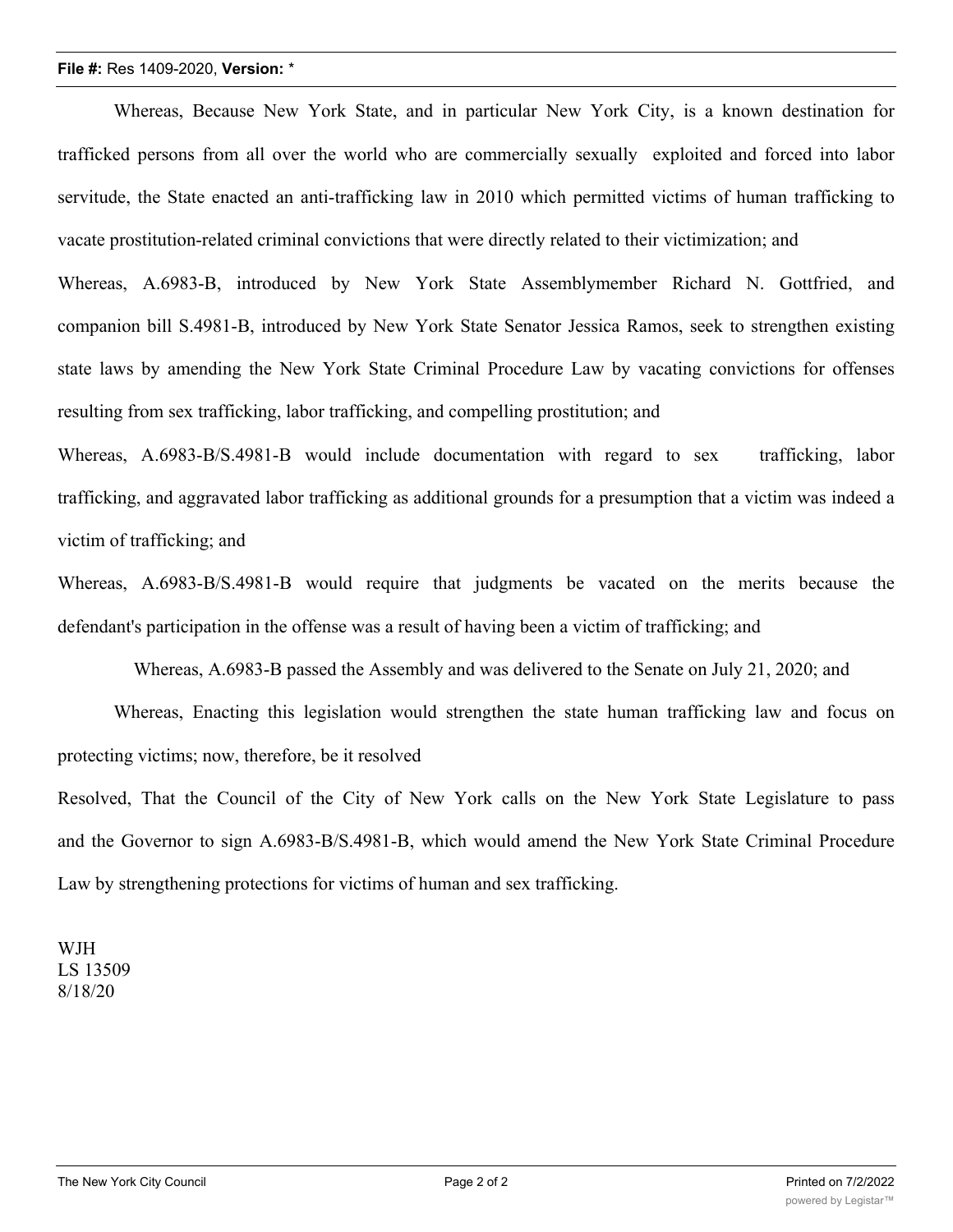Whereas, Because New York State, and in particular New York City, is a known destination for trafficked persons from all over the world who are commercially sexually exploited and forced into labor servitude, the State enacted an anti-trafficking law in 2010 which permitted victims of human trafficking to vacate prostitution-related criminal convictions that were directly related to their victimization; and

Whereas, A.6983-B, introduced by New York State Assemblymember Richard N. Gottfried, and companion bill S.4981-B, introduced by New York State Senator Jessica Ramos, seek to strengthen existing state laws by amending the New York State Criminal Procedure Law by vacating convictions for offenses resulting from sex trafficking, labor trafficking, and compelling prostitution; and

Whereas, A.6983-B/S.4981-B would include documentation with regard to sex trafficking, labor trafficking, and aggravated labor trafficking as additional grounds for a presumption that a victim was indeed a victim of trafficking; and

Whereas, A.6983-B/S.4981-B would require that judgments be vacated on the merits because the defendant's participation in the offense was a result of having been a victim of trafficking; and

Whereas, A.6983-B passed the Assembly and was delivered to the Senate on July 21, 2020; and

Whereas, Enacting this legislation would strengthen the state human trafficking law and focus on protecting victims; now, therefore, be it resolved

Resolved, That the Council of the City of New York calls on the New York State Legislature to pass and the Governor to sign A.6983-B/S.4981-B, which would amend the New York State Criminal Procedure Law by strengthening protections for victims of human and sex trafficking.

WJH
LS 13509
8/18/20